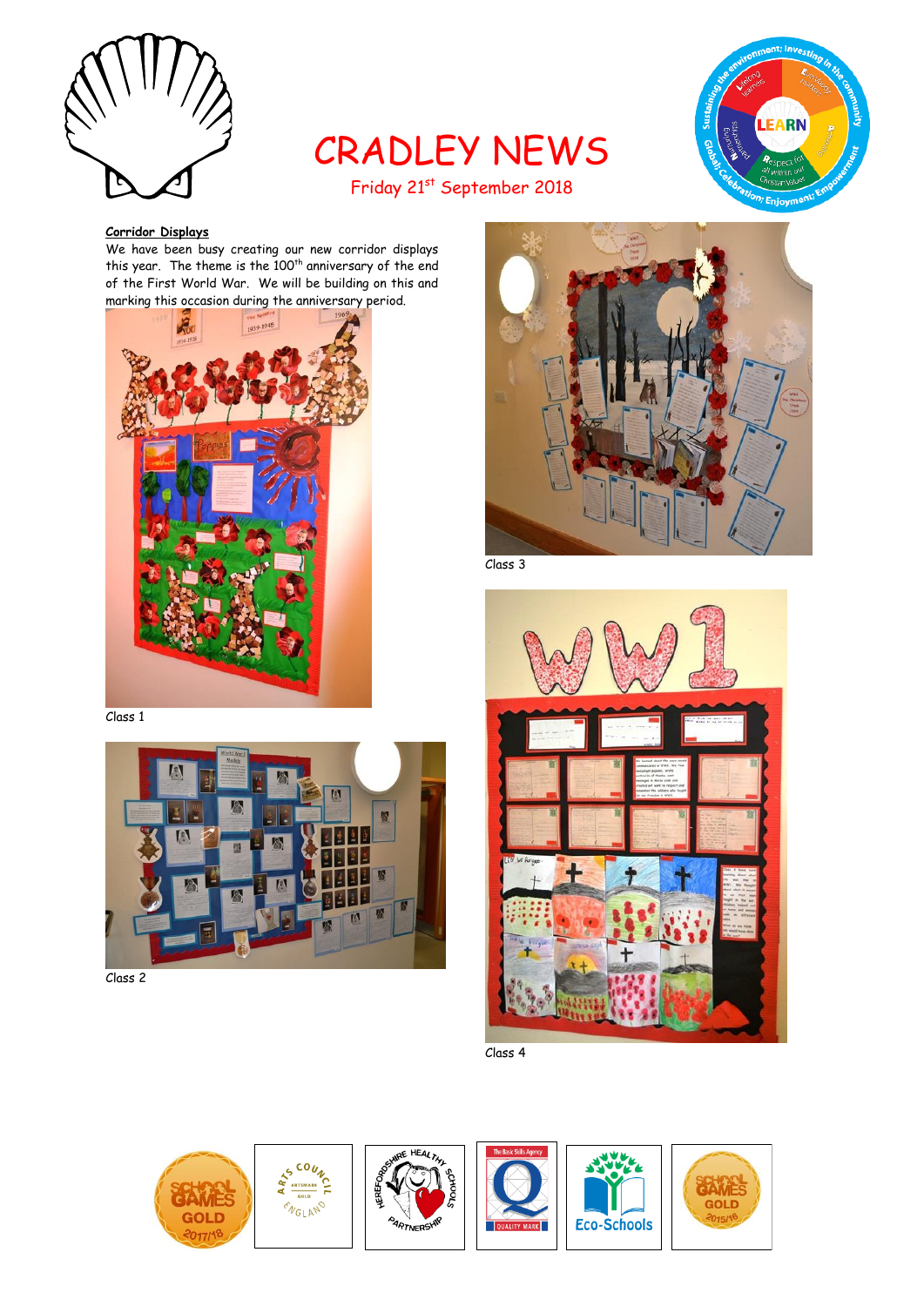# CRADLEY NEWS

Friday 21st September 2018

**Corridor Displays**

We have been busy creating our new corridor displays this year. The theme is the 100th anniversary of the end of the First World War. We will be building on this and marking this occasion during the anniversary period.

Class 1

Class 2

Class 3

Class 4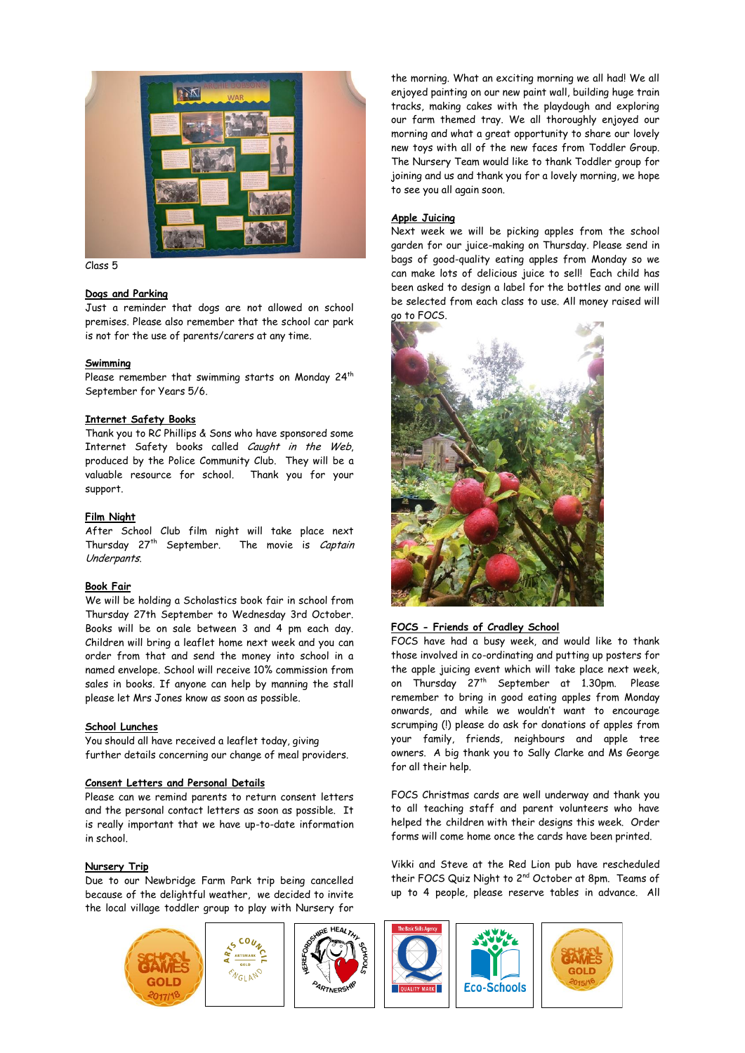Class 5

**Dogs and Parking**

Just a reminder that dogs are not allowed on school premises. Please also remember that the school car park is not for the use of parents/carers at any time.

**Swimming**

Please remember that swimming starts on Monday 24th September for Years 5/6.

**Internet Safety Books**

Thank you to RC Phillips & Sons who have sponsored some Internet Safety books called *Caught in the Web*, produced by the Police Community Club. They will be a valuable resource for school. Thank you for your support.

**Film Night**

After School Club film night will take place next Thursday 27th September. The movie is *Captain Underpants*.

**Book Fair**

We will be holding a Scholastics book fair in school from Thursday 27th September to Wednesday 3rd October. Books will be on sale between 3 and 4 pm each day. Children will bring a leaflet home next week and you can order from that and send the money into school in a named envelope. School will receive 10% commission from sales in books. If anyone can help by manning the stall please let Mrs Jones know as soon as possible.

**School Lunches**

You should all have received a leaflet today, giving further details concerning our change of meal providers.

**Consent Letters and Personal Details**

Please can we remind parents to return consent letters and the personal contact letters as soon as possible. It is really important that we have up-to-date information in school.

**Nursery Trip**

Due to our Newbridge Farm Park trip being cancelled because of the delightful weather, we decided to invite the local village toddler group to play with Nursery for the morning. What an exciting morning we all had! We all enjoyed painting on our new paint wall, building huge train tracks, making cakes with the playdough and exploring our farm themed tray. We all thoroughly enjoyed our morning and what a great opportunity to share our lovely new toys with all of the new faces from Toddler Group. The Nursery Team would like to thank Toddler group for joining and us and thank you for a lovely morning, we hope to see you all again soon.

**Apple Juicing**

Next week we will be picking apples from the school garden for our juice-making on Thursday. Please send in bags of good-quality eating apples from Monday so we can make lots of delicious juice to sell! Each child has been asked to design a label for the bottles and one will be selected from each class to use. All money raised will go to FOCS.

**FOCS - Friends of Cradley School**

FOCS have had a busy week, and would like to thank those involved in co-ordinating and putting up posters for the apple juicing event which will take place next week, on Thursday 27th September at 1.30pm. Please remember to bring in good eating apples from Monday onwards, and while we wouldn't want to encourage scrumping (!) please do ask for donations of apples from your family, friends, neighbours and apple tree owners. A big thank you to Sally Clarke and Ms George for all their help.

FOCS Christmas cards are well underway and thank you to all teaching staff and parent volunteers who have helped the children with their designs this week. Order forms will come home once the cards have been printed.

Vikki and Steve at the Red Lion pub have rescheduled their FOCS Quiz Night to 2nd October at 8pm. Teams of up to 4 people, please reserve tables in advance. All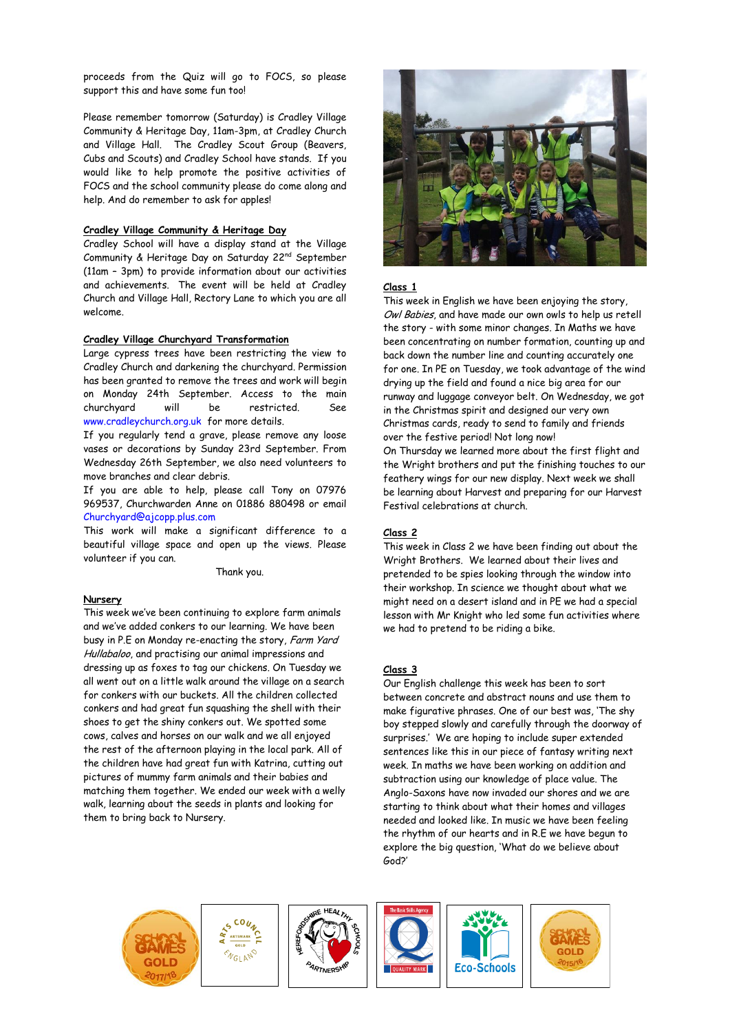proceeds from the Quiz will go to FOCS, so please support this and have some fun too!

Please remember tomorrow (Saturday) is Cradley Village Community & Heritage Day, 11am-3pm, at Cradley Church and Village Hall. The Cradley Scout Group (Beavers, Cubs and Scouts) and Cradley School have stands. If you would like to help promote the positive activities of FOCS and the school community please do come along and help. And do remember to ask for apples!

**Cradley Village Community & Heritage Day**

Cradley School will have a display stand at the Village Community & Heritage Day on Saturday 22nd September (11am – 3pm) to provide information about our activities and achievements. The event will be held at Cradley Church and Village Hall, Rectory Lane to which you are all welcome.

**Cradley Village Churchyard Transformation**

Large cypress trees have been restricting the view to Cradley Church and darkening the churchyard. Permission has been granted to remove the trees and work will begin on Monday 24th September. Access to the main churchyard will be restricted. See www.cradleychurch.org.uk for more details.

If you regularly tend a grave, please remove any loose vases or decorations by Sunday 23rd September. From Wednesday 26th September, we also need volunteers to move branches and clear debris.

If you are able to help, please call Tony on 07976 969537, Churchwarden Anne on 01886 880498 or email Churchyard@ajcopp.plus.com

This work will make a significant difference to a beautiful village space and open up the views. Please volunteer if you can.

Thank you.

**Nursery**

This week we've been continuing to explore farm animals and we've added conkers to our learning. We have been busy in P.E on Monday re-enacting the story, *Farm Yard Hullabaloo*, and practising our animal impressions and dressing up as foxes to tag our chickens. On Tuesday we all went out on a little walk around the village on a search for conkers with our buckets. All the children collected conkers and had great fun squashing the shell with their shoes to get the shiny conkers out. We spotted some cows, calves and horses on our walk and we all enjoyed the rest of the afternoon playing in the local park. All of the children have had great fun with Katrina, cutting out pictures of mummy farm animals and their babies and matching them together. We ended our week with a welly walk, learning about the seeds in plants and looking for them to bring back to Nursery.

**Class 1**

This week in English we have been enjoying the story, *Owl Babies*, and have made our own owls to help us retell the story - with some minor changes. In Maths we have been concentrating on number formation, counting up and back down the number line and counting accurately one for one. In PE on Tuesday, we took advantage of the wind drying up the field and found a nice big area for our runway and luggage conveyor belt. On Wednesday, we got in the Christmas spirit and designed our very own Christmas cards, ready to send to family and friends over the festive period! Not long now!

On Thursday we learned more about the first flight and the Wright brothers and put the finishing touches to our feathery wings for our new display. Next week we shall be learning about Harvest and preparing for our Harvest Festival celebrations at church.

**Class 2**

This week in Class 2 we have been finding out about the Wright Brothers. We learned about their lives and pretended to be spies looking through the window into their workshop. In science we thought about what we might need on a desert island and in PE we had a special lesson with Mr Knight who led some fun activities where we had to pretend to be riding a bike.

**Class 3**

Our English challenge this week has been to sort between concrete and abstract nouns and use them to make figurative phrases. One of our best was, 'The shy boy stepped slowly and carefully through the doorway of surprises.' We are hoping to include super extended sentences like this in our piece of fantasy writing next week. In maths we have been working on addition and subtraction using our knowledge of place value. The Anglo-Saxons have now invaded our shores and we are starting to think about what their homes and villages needed and looked like. In music we have been feeling the rhythm of our hearts and in R.E we have begun to explore the big question, 'What do we believe about God?'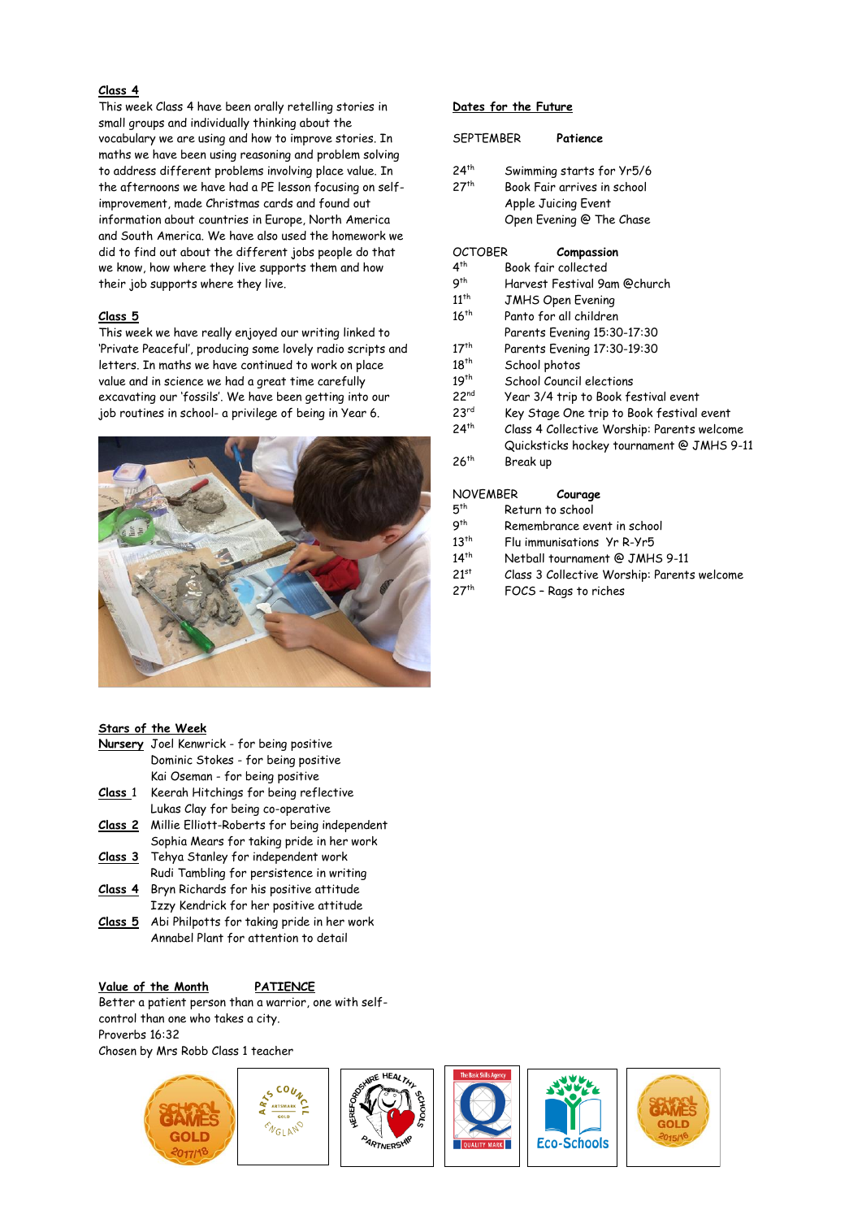## Class 4

This week Class 4 have been orally retelling stories in small groups and individually thinking about the vocabulary we are using and how to improve stories. In maths we have been using reasoning and problem solving to address different problems involving place value. In the afternoons we have had a PE lesson focusing on self-improvement, made Christmas cards and found out information about countries in Europe, North America and South America. We have also used the homework we did to find out about the different jobs people do that we know, how where they live supports them and how their job supports where they live.

## Class 5

This week we have really enjoyed our writing linked to 'Private Peaceful', producing some lovely radio scripts and letters. In maths we have continued to work on place value and in science we had a great time carefully excavating our 'fossils'. We have been getting into our job routines in school- a privilege of being in Year 6.

## Stars of the Week

**Nursery** Joel Kenwrick - for being positive
Dominic Stokes - for being positive
Kai Oseman - for being positive

**Class 1** Keerah Hitchings for being reflective
Lukas Clay for being co-operative

**Class 2** Millie Elliott-Roberts for being independent
Sophia Mears for taking pride in her work

**Class 3** Tehya Stanley for independent work
Rudi Tambling for persistence in writing

**Class 4** Bryn Richards for his positive attitude
Izzy Kendrick for her positive attitude

**Class 5** Abi Philpotts for taking pride in her work
Annabel Plant for attention to detail

## Value of the Month PATIENCE

Better a patient person than a warrior, one with self-control than one who takes a city.
Proverbs 16:32
Chosen by Mrs Robb Class 1 teacher

## Dates for the Future

**SEPTEMBER — Patience**

| | |
|---|---|
| 24th | Swimming starts for Yr5/6 |
| 27th | Book Fair arrives in school |
| | Apple Juicing Event |
| | Open Evening @ The Chase |

**OCTOBER — Compassion**

| | |
|---|---|
| 4th | Book fair collected |
| 9th | Harvest Festival 9am @church |
| 11th | JMHS Open Evening |
| 16th | Panto for all children |
| | Parents Evening 15:30-17:30 |
| 17th | Parents Evening 17:30-19:30 |
| 18th | School photos |
| 19th | School Council elections |
| 22nd | Year 3/4 trip to Book festival event |
| 23rd | Key Stage One trip to Book festival event |
| 24th | Class 4 Collective Worship: Parents welcome |
| | Quicksticks hockey tournament @ JMHS 9-11 |
| 26th | Break up |

**NOVEMBER — Courage**

| | |
|---|---|
| 5th | Return to school |
| 9th | Remembrance event in school |
| 13th | Flu immunisations Yr R-Yr5 |
| 14th | Netball tournament @ JMHS 9-11 |
| 21st | Class 3 Collective Worship: Parents welcome |
| 27th | FOCS – Rags to riches |